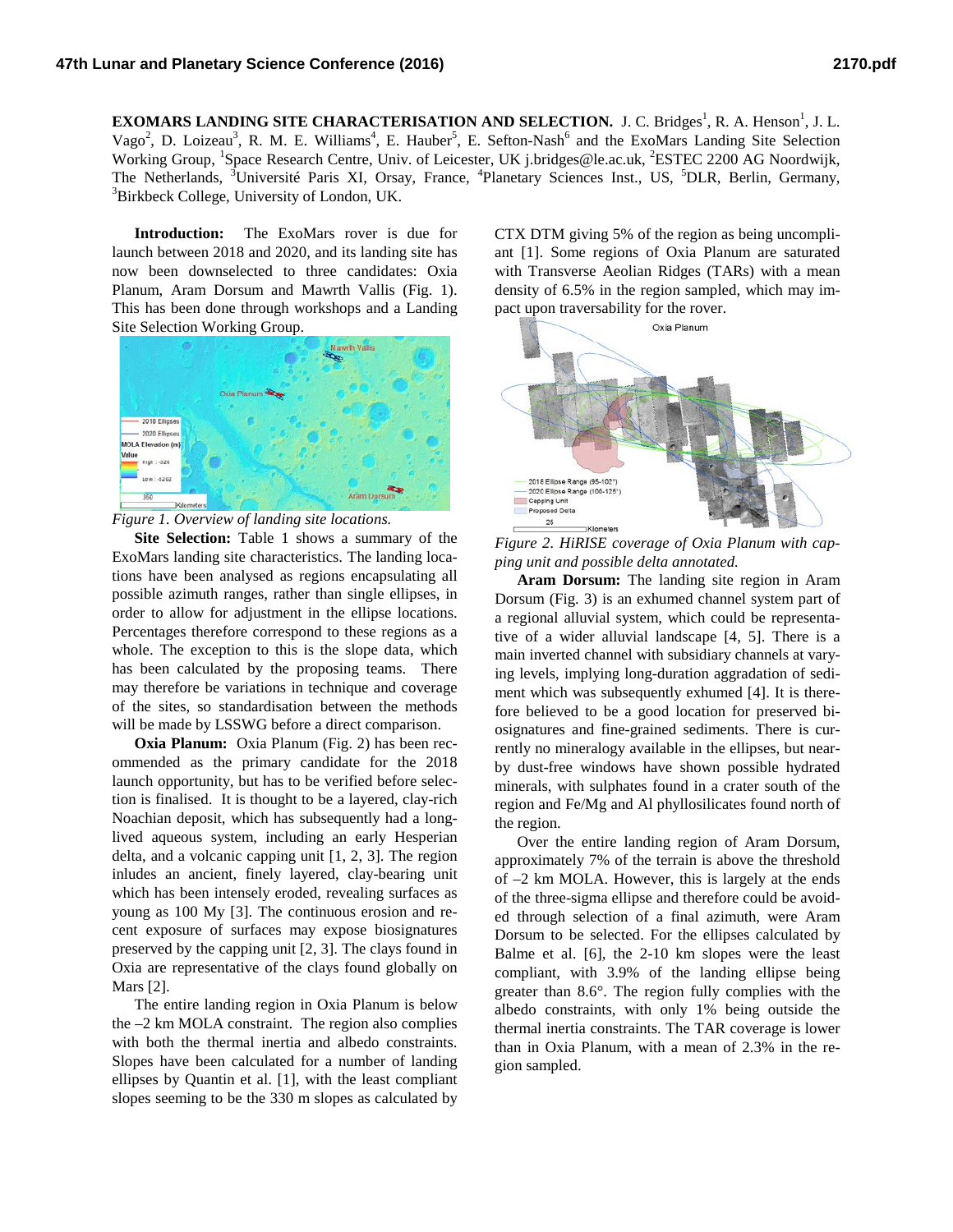**EXOMARS LANDING SITE CHARACTERISATION AND SELECTION.** J. C. Bridges[1], R. A. Henson[1], J. L. Vago[2], D. Loizeau[3], R. M. E. Williams[4], E. Hauber[5], E. Sefton-Nash[6] and the ExoMars Landing Site Selection Working Group, [1]Space Research Centre, Univ. of Leicester, UK j.bridges@le.ac.uk, [2]ESTEC 2200 AG Noordwijk, The Netherlands, [3]Université Paris XI, Orsay, France, [4]Planetary Sciences Inst., US, [5]DLR, Berlin, Germany, [3]Birkbeck College, University of London, UK.

**Introduction:** The ExoMars rover is due for launch between 2018 and 2020, and its landing site has now been downselected to three candidates: Oxia Planum, Aram Dorsum and Mawrth Vallis (Fig. 1). This has been done through workshops and a Landing Site Selection Working Group.

*Figure 1. Overview of landing site locations.*

**Site Selection:** Table 1 shows a summary of the ExoMars landing site characteristics. The landing locations have been analysed as regions encapsulating all possible azimuth ranges, rather than single ellipses, in order to allow for adjustment in the ellipse locations. Percentages therefore correspond to these regions as a whole. The exception to this is the slope data, which has been calculated by the proposing teams. There may therefore be variations in technique and coverage of the sites, so standardisation between the methods will be made by LSSWG before a direct comparison.

**Oxia Planum:** Oxia Planum (Fig. 2) has been recommended as the primary candidate for the 2018 launch opportunity, but has to be verified before selection is finalised. It is thought to be a layered, clay-rich Noachian deposit, which has subsequently had a long-lived aqueous system, including an early Hesperian delta, and a volcanic capping unit [1, 2, 3]. The region inludes an ancient, finely layered, clay-bearing unit which has been intensely eroded, revealing surfaces as young as 100 My [3]. The continuous erosion and recent exposure of surfaces may expose biosignatures preserved by the capping unit [2, 3]. The clays found in Oxia are representative of the clays found globally on Mars [2].

The entire landing region in Oxia Planum is below the –2 km MOLA constraint. The region also complies with both the thermal inertia and albedo constraints. Slopes have been calculated for a number of landing ellipses by Quantin et al. [1], with the least compliant slopes seeming to be the 330 m slopes as calculated by CTX DTM giving 5% of the region as being uncompliant [1]. Some regions of Oxia Planum are saturated with Transverse Aeolian Ridges (TARs) with a mean density of 6.5% in the region sampled, which may impact upon traversability for the rover.

*Figure 2. HiRISE coverage of Oxia Planum with capping unit and possible delta annotated.*

**Aram Dorsum:** The landing site region in Aram Dorsum (Fig. 3) is an exhumed channel system part of a regional alluvial system, which could be representative of a wider alluvial landscape [4, 5]. There is a main inverted channel with subsidiary channels at varying levels, implying long-duration aggradation of sediment which was subsequently exhumed [4]. It is therefore believed to be a good location for preserved biosignatures and fine-grained sediments. There is currently no mineralogy available in the ellipses, but nearby dust-free windows have shown possible hydrated minerals, with sulphates found in a crater south of the region and Fe/Mg and Al phyllosilicates found north of the region.

Over the entire landing region of Aram Dorsum, approximately 7% of the terrain is above the threshold of –2 km MOLA. However, this is largely at the ends of the three-sigma ellipse and therefore could be avoided through selection of a final azimuth, were Aram Dorsum to be selected. For the ellipses calculated by Balme et al. [6], the 2-10 km slopes were the least compliant, with 3.9% of the landing ellipse being greater than 8.6°. The region fully complies with the albedo constraints, with only 1% being outside the thermal inertia constraints. The TAR coverage is lower than in Oxia Planum, with a mean of 2.3% in the region sampled.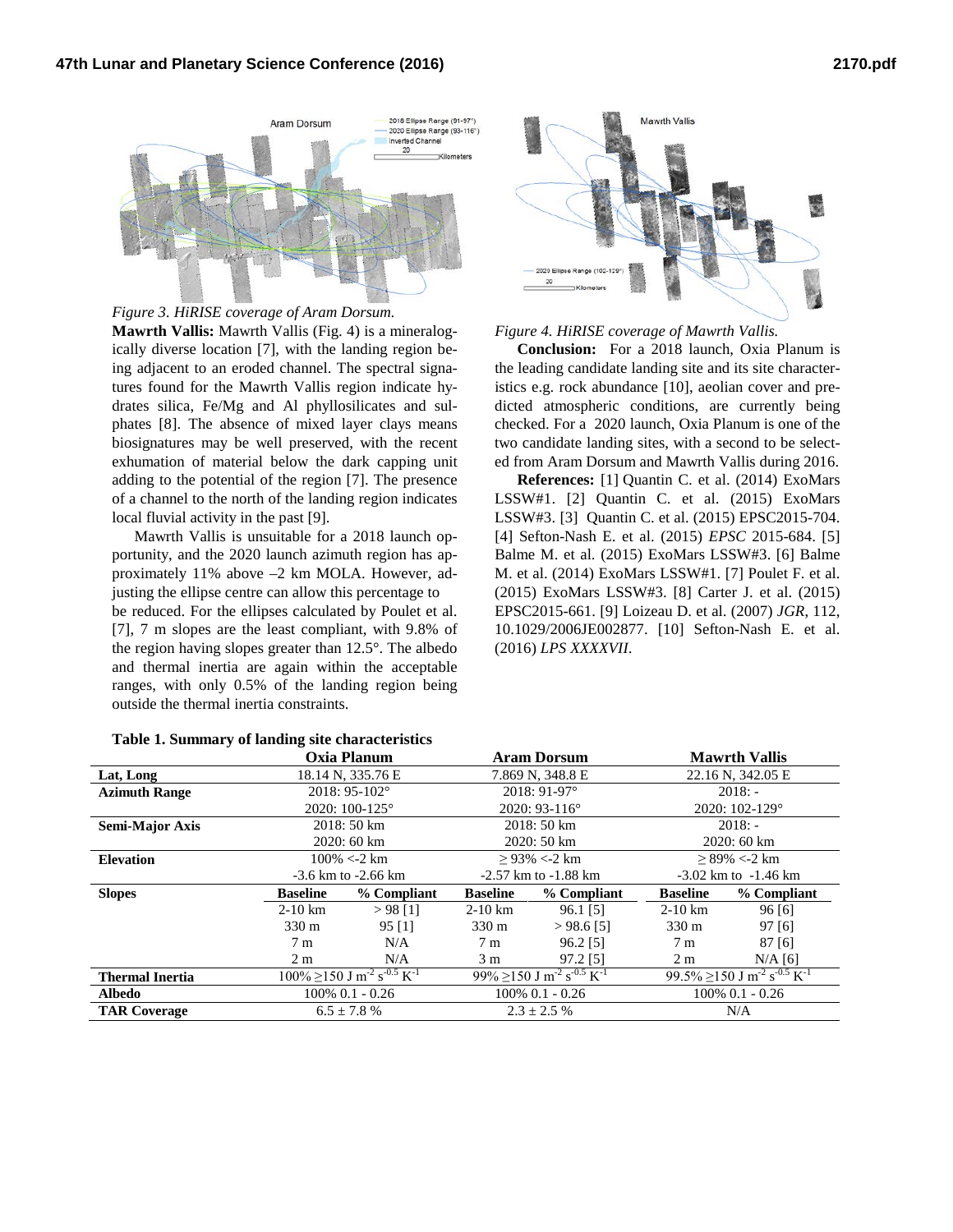Aram Dorsum

2018 Ellipse Range (91-97°)

2020 Ellipse Range (93-116°)

Inverted Channel

20 Kilometers

*Figure 3. HiRISE coverage of Aram Dorsum.*

**Mawrth Vallis:** Mawrth Vallis (Fig. 4) is a mineralogically diverse location [7], with the landing region being adjacent to an eroded channel. The spectral signatures found for the Mawrth Vallis region indicate hydrates silica, Fe/Mg and Al phyllosilicates and sulphates [8]. The absence of mixed layer clays means biosignatures may be well preserved, with the recent exhumation of material below the dark capping unit adding to the potential of the region [7]. The presence of a channel to the north of the landing region indicates local fluvial activity in the past [9].

Mawrth Vallis is unsuitable for a 2018 launch opportunity, and the 2020 launch azimuth region has approximately 11% above –2 km MOLA. However, adjusting the ellipse centre can allow this percentage to be reduced. For the ellipses calculated by Poulet et al. [7], 7 m slopes are the least compliant, with 9.8% of the region having slopes greater than 12.5°. The albedo and thermal inertia are again within the acceptable ranges, with only 0.5% of the landing region being outside the thermal inertia constraints.

Mawrth Vallis

2020 Ellipse Range (102-129°)

20 Kilometers

*Figure 4. HiRISE coverage of Mawrth Vallis.*

**Conclusion:** For a 2018 launch, Oxia Planum is the leading candidate landing site and its site characteristics e.g. rock abundance [10], aeolian cover and predicted atmospheric conditions, are currently being checked. For a 2020 launch, Oxia Planum is one of the two candidate landing sites, with a second to be selected from Aram Dorsum and Mawrth Vallis during 2016.

**References:** [1] Quantin C. et al. (2014) ExoMars LSSW#1. [2] Quantin C. et al. (2015) ExoMars LSSW#3. [3] Quantin C. et al. (2015) EPSC2015-704. [4] Sefton-Nash E. et al. (2015) *EPSC* 2015-684. [5] Balme M. et al. (2015) ExoMars LSSW#3. [6] Balme M. et al. (2014) ExoMars LSSW#1. [7] Poulet F. et al. (2015) ExoMars LSSW#3. [8] Carter J. et al. (2015) EPSC2015-661. [9] Loizeau D. et al. (2007) *JGR*, 112, 10.1029/2006JE002877. [10] Sefton-Nash E. et al. (2016) *LPS XXXXVII*.

**Table 1. Summary of landing site characteristics**

| | Oxia Planum | | Aram Dorsum | | Mawrth Vallis | |
|---|---|---|---|---|---|---|
| **Lat, Long** | 18.14 N, 335.76 E | | 7.869 N, 348.8 E | | 22.16 N, 342.05 E | |
| **Azimuth Range** | 2018: 95-102° | | 2018: 91-97° | | 2018: - | |
| | 2020: 100-125° | | 2020: 93-116° | | 2020: 102-129° | |
| **Semi-Major Axis** | 2018: 50 km | | 2018: 50 km | | 2018: - | |
| | 2020: 60 km | | 2020: 50 km | | 2020: 60 km | |
| **Elevation** | 100% <-2 km | | ≥ 93% <-2 km | | ≥ 89% <-2 km | |
| | -3.6 km to -2.66 km | | -2.57 km to -1.88 km | | -3.02 km to -1.46 km | |
| **Slopes** | **Baseline** | **% Compliant** | **Baseline** | **% Compliant** | **Baseline** | **% Compliant** |
| | 2-10 km | > 98 [1] | 2-10 km | 96.1 [5] | 2-10 km | 96 [6] |
| | 330 m | 95 [1] | 330 m | > 98.6 [5] | 330 m | 97 [6] |
| | 7 m | N/A | 7 m | 96.2 [5] | 7 m | 87 [6] |
| | 2 m | N/A | 3 m | 97.2 [5] | 2 m | N/A [6] |
| **Thermal Inertia** | 100% ≥150 J $m^{-2}$ $s^{-0.5}$ $K^{-1}$ | | 99% ≥150 J $m^{-2}$ $s^{-0.5}$ $K^{-1}$ | | 99.5% ≥150 J $m^{-2}$ $s^{-0.5}$ $K^{-1}$ | |
| **Albedo** | 100% 0.1 - 0.26 | | 100% 0.1 - 0.26 | | 100% 0.1 - 0.26 | |
| **TAR Coverage** | 6.5 ± 7.8 % | | 2.3 ± 2.5 % | | N/A | |